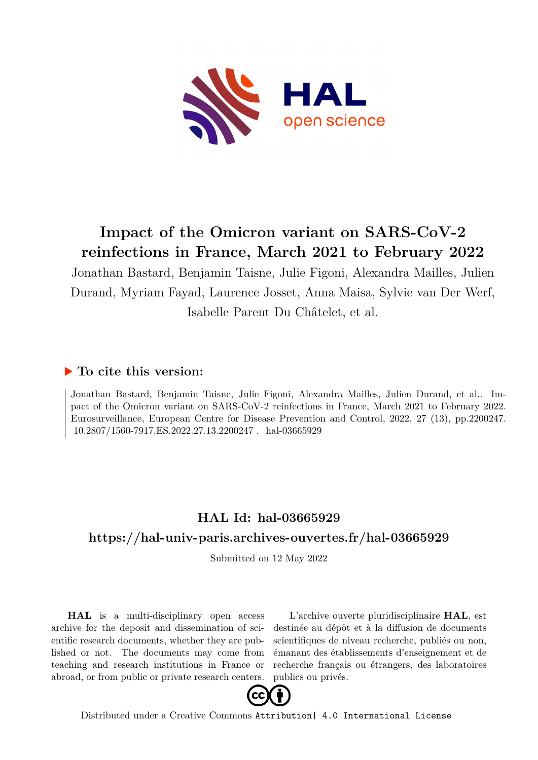# Impact of the Omicron variant on SARS-CoV-2 reinfections in France, March 2021 to February 2022

Jonathan Bastard, Benjamin Taisne, Julie Figoni, Alexandra Mailles, Julien Durand, Myriam Fayad, Laurence Josset, Anna Maisa, Sylvie van Der Werf, Isabelle Parent Du Châtelet, et al.

## ▶ To cite this version:

Jonathan Bastard, Benjamin Taisne, Julie Figoni, Alexandra Mailles, Julien Durand, et al.. Impact of the Omicron variant on SARS-CoV-2 reinfections in France, March 2021 to February 2022. Eurosurveillance, European Centre for Disease Prevention and Control, 2022, 27 (13), pp.2200247. 10.2807/1560-7917.ES.2022.27.13.2200247 . hal-03665929

## HAL Id: hal-03665929

## https://hal-univ-paris.archives-ouvertes.fr/hal-03665929

Submitted on 12 May 2022

**HAL** is a multi-disciplinary open access archive for the deposit and dissemination of scientific research documents, whether they are published or not. The documents may come from teaching and research institutions in France or abroad, or from public or private research centers.

L'archive ouverte pluridisciplinaire **HAL**, est destinée au dépôt et à la diffusion de documents scientifiques de niveau recherche, publiés ou non, émanant des établissements d'enseignement et de recherche français ou étrangers, des laboratoires publics ou privés.

Distributed under a Creative Commons Attribution| 4.0 International License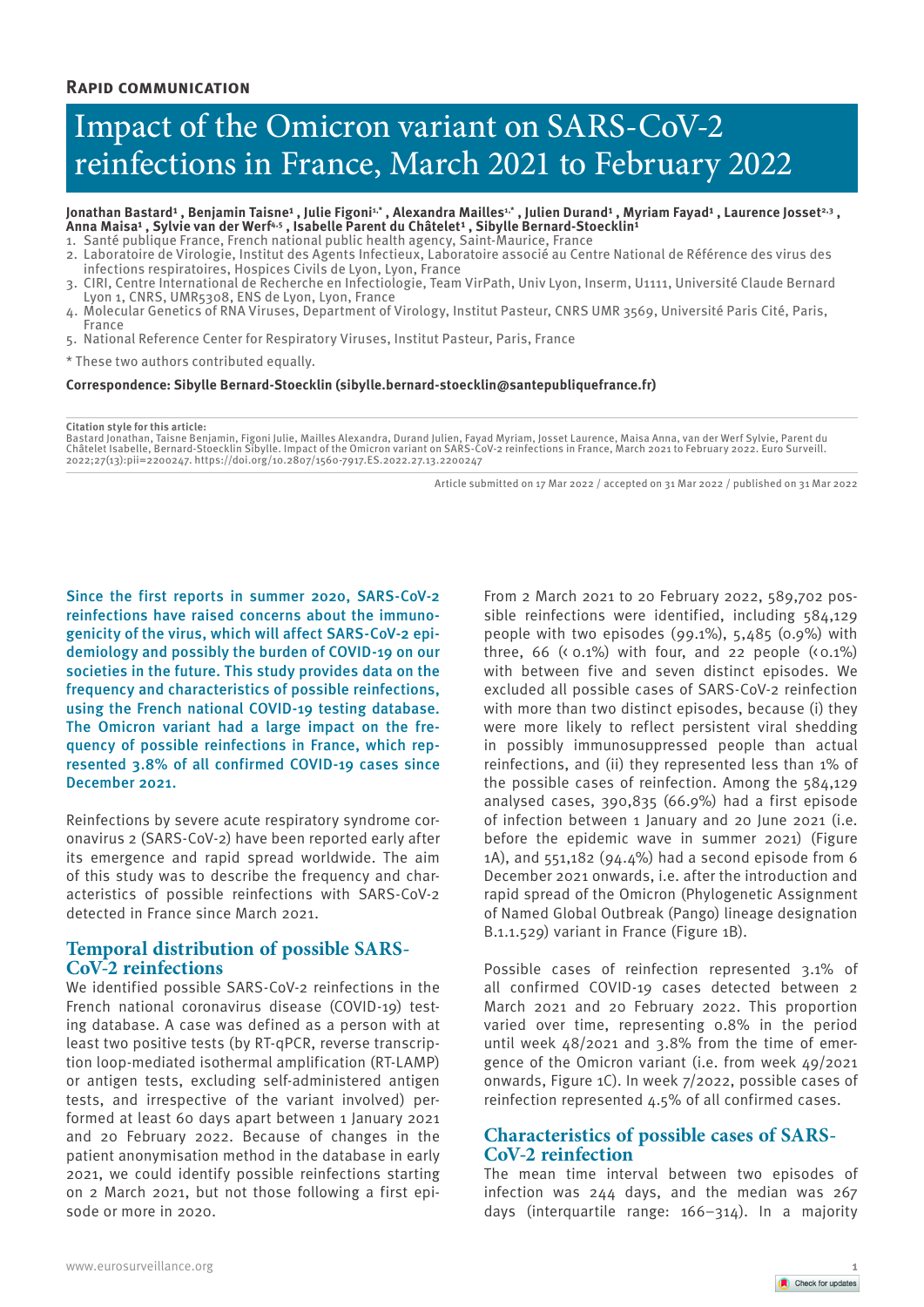**Rapid communication**

# Impact of the Omicron variant on SARS-CoV-2 reinfections in France, March 2021 to February 2022

**Jonathan Bastard[1] , Benjamin Taisne[1] , Julie Figoni[1,*] , Alexandra Mailles[1,*] , Julien Durand[1] , Myriam Fayad[1] , Laurence Josset[2,3] , Anna Maisa[1] , Sylvie van der Werf[4,5] , Isabelle Parent du Châtelet[1] , Sibylle Bernard-Stoecklin[1]**

1. Santé publique France, French national public health agency, Saint-Maurice, France
2. Laboratoire de Virologie, Institut des Agents Infectieux, Laboratoire associé au Centre National de Référence des virus des infections respiratoires, Hospices Civils de Lyon, Lyon, France
3. CIRI, Centre International de Recherche en Infectiologie, Team VirPath, Univ Lyon, Inserm, U1111, Université Claude Bernard Lyon 1, CNRS, UMR5308, ENS de Lyon, Lyon, France
4. Molecular Genetics of RNA Viruses, Department of Virology, Institut Pasteur, CNRS UMR 3569, Université Paris Cité, Paris, France
5. National Reference Center for Respiratory Viruses, Institut Pasteur, Paris, France

\* These two authors contributed equally.

**Correspondence: Sibylle Bernard-Stoecklin (sibylle.bernard-stoecklin@santepubliquefrance.fr)**

**Citation style for this article:**
Bastard Jonathan, Taisne Benjamin, Figoni Julie, Mailles Alexandra, Durand Julien, Fayad Myriam, Josset Laurence, Maisa Anna, van der Werf Sylvie, Parent du Châtelet Isabelle, Bernard-Stoecklin Sibylle. Impact of the Omicron variant on SARS-CoV-2 reinfections in France, March 2021 to February 2022. Euro Surveill. 2022;27(13):pii=2200247. https://doi.org/10.2807/1560-7917.ES.2022.27.13.2200247

Article submitted on 17 Mar 2022 / accepted on 31 Mar 2022 / published on 31 Mar 2022

Since the first reports in summer 2020, SARS-CoV-2 reinfections have raised concerns about the immunogenicity of the virus, which will affect SARS-CoV-2 epidemiology and possibly the burden of COVID-19 on our societies in the future. This study provides data on the frequency and characteristics of possible reinfections, using the French national COVID-19 testing database. The Omicron variant had a large impact on the frequency of possible reinfections in France, which represented 3.8% of all confirmed COVID-19 cases since December 2021.

Reinfections by severe acute respiratory syndrome coronavirus 2 (SARS-CoV-2) have been reported early after its emergence and rapid spread worldwide. The aim of this study was to describe the frequency and characteristics of possible reinfections with SARS-CoV-2 detected in France since March 2021.

## Temporal distribution of possible SARS-CoV-2 reinfections

We identified possible SARS-CoV-2 reinfections in the French national coronavirus disease (COVID-19) testing database. A case was defined as a person with at least two positive tests (by RT-qPCR, reverse transcription loop-mediated isothermal amplification (RT-LAMP) or antigen tests, excluding self-administered antigen tests, and irrespective of the variant involved) performed at least 60 days apart between 1 January 2021 and 20 February 2022. Because of changes in the patient anonymisation method in the database in early 2021, we could identify possible reinfections starting on 2 March 2021, but not those following a first episode or more in 2020.

From 2 March 2021 to 20 February 2022, 589,702 possible reinfections were identified, including 584,129 people with two episodes (99.1%), 5,485 (0.9%) with three, 66 (< 0.1%) with four, and 22 people (< 0.1%) with between five and seven distinct episodes. We excluded all possible cases of SARS-CoV-2 reinfection with more than two distinct episodes, because (i) they were more likely to reflect persistent viral shedding in possibly immunosuppressed people than actual reinfections, and (ii) they represented less than 1% of the possible cases of reinfection. Among the 584,129 analysed cases, 390,835 (66.9%) had a first episode of infection between 1 January and 20 June 2021 (i.e. before the epidemic wave in summer 2021) (Figure 1A), and 551,182 (94.4%) had a second episode from 6 December 2021 onwards, i.e. after the introduction and rapid spread of the Omicron (Phylogenetic Assignment of Named Global Outbreak (Pango) lineage designation B.1.1.529) variant in France (Figure 1B).

Possible cases of reinfection represented 3.1% of all confirmed COVID-19 cases detected between 2 March 2021 and 20 February 2022. This proportion varied over time, representing 0.8% in the period until week 48/2021 and 3.8% from the time of emergence of the Omicron variant (i.e. from week 49/2021 onwards, Figure 1C). In week 7/2022, possible cases of reinfection represented 4.5% of all confirmed cases.

## Characteristics of possible cases of SARS-CoV-2 reinfection

The mean time interval between two episodes of infection was 244 days, and the median was 267 days (interquartile range: 166–314). In a majority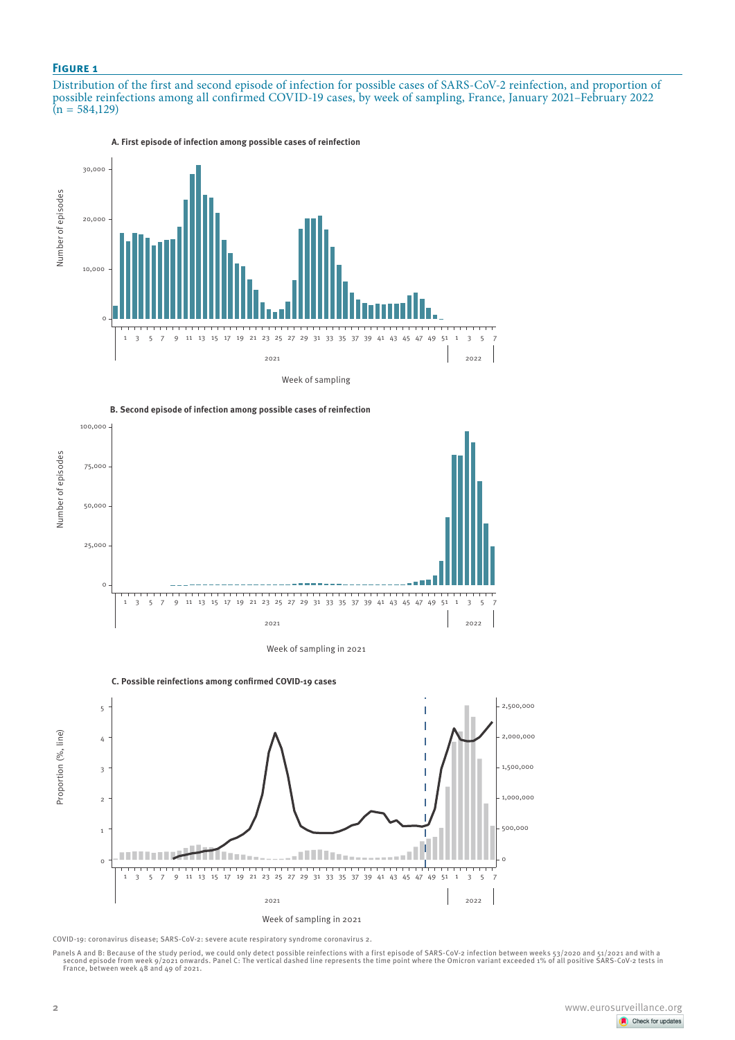**Figure 1**

Distribution of the first and second episode of infection for possible cases of SARS-CoV-2 reinfection, and proportion of possible reinfections among all confirmed COVID-19 cases, by week of sampling, France, January 2021–February 2022 (n = 584,129)

COVID-19: coronavirus disease; SARS-CoV-2: severe acute respiratory syndrome coronavirus 2.

Panels A and B: Because of the study period, we could only detect possible reinfections with a first episode of SARS-CoV-2 infection between weeks 53/2020 and 51/2021 and with a second episode from week 9/2021 onwards. Panel C: The vertical dashed line represents the time point where the Omicron variant exceeded 1% of all positive SARS-CoV-2 tests in France, between week 48 and 49 of 2021.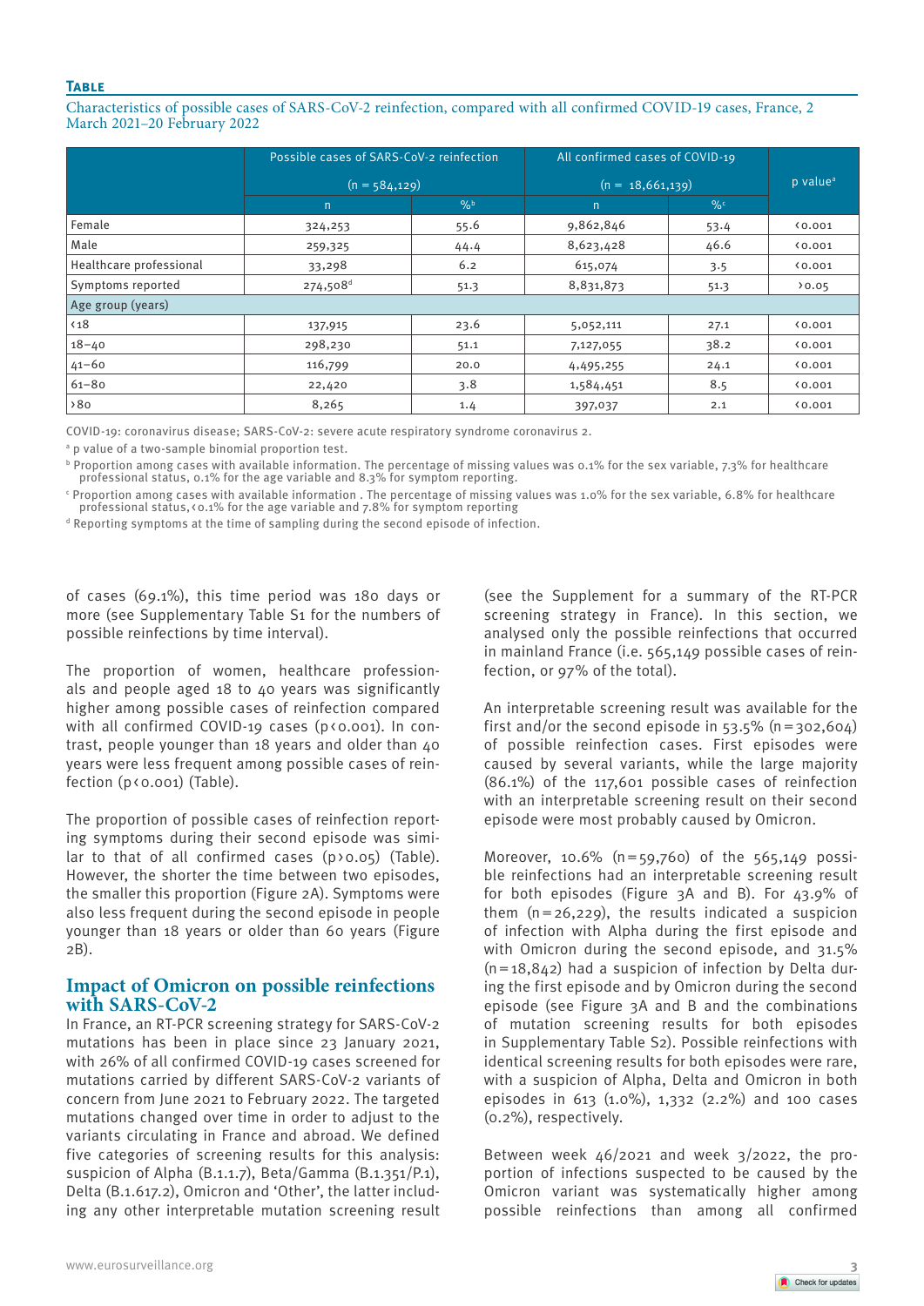**Table**

Characteristics of possible cases of SARS-CoV-2 reinfection, compared with all confirmed COVID-19 cases, France, 2 March 2021–20 February 2022

| | Possible cases of SARS-CoV-2 reinfection (n = 584,129) | | All confirmed cases of COVID-19 (n = 18,661,139) | | p value[a] |
|---|---|---|---|---|---|
| | n | %[b] | n | %[c] | |
| Female | 324,253 | 55.6 | 9,862,846 | 53.4 | <0.001 |
| Male | 259,325 | 44.4 | 8,623,428 | 46.6 | <0.001 |
| Healthcare professional | 33,298 | 6.2 | 615,074 | 3.5 | <0.001 |
| Symptoms reported | 274,508[d] | 51.3 | 8,831,873 | 51.3 | >0.05 |
| Age group (years) | | | | | |
| <18 | 137,915 | 23.6 | 5,052,111 | 27.1 | <0.001 |
| 18–40 | 298,230 | 51.1 | 7,127,055 | 38.2 | <0.001 |
| 41–60 | 116,799 | 20.0 | 4,495,255 | 24.1 | <0.001 |
| 61–80 | 22,420 | 3.8 | 1,584,451 | 8.5 | <0.001 |
| >80 | 8,265 | 1.4 | 397,037 | 2.1 | <0.001 |

COVID-19: coronavirus disease; SARS-CoV-2: severe acute respiratory syndrome coronavirus 2.

[a] p value of a two-sample binomial proportion test.

[b] Proportion among cases with available information. The percentage of missing values was 0.1% for the sex variable, 7.3% for healthcare professional status, 0.1% for the age variable and 8.3% for symptom reporting.

[c] Proportion among cases with available information . The percentage of missing values was 1.0% for the sex variable, 6.8% for healthcare professional status, <0.1% for the age variable and 7.8% for symptom reporting

[d] Reporting symptoms at the time of sampling during the second episode of infection.

of cases (69.1%), this time period was 180 days or more (see Supplementary Table S1 for the numbers of possible reinfections by time interval).

The proportion of women, healthcare professionals and people aged 18 to 40 years was significantly higher among possible cases of reinfection compared with all confirmed COVID-19 cases ($p < 0.001$). In contrast, people younger than 18 years and older than 40 years were less frequent among possible cases of reinfection ($p < 0.001$) (Table).

The proportion of possible cases of reinfection reporting symptoms during their second episode was similar to that of all confirmed cases ($p > 0.05$) (Table). However, the shorter the time between two episodes, the smaller this proportion (Figure 2A). Symptoms were also less frequent during the second episode in people younger than 18 years or older than 60 years (Figure 2B).

## Impact of Omicron on possible reinfections with SARS-CoV-2

In France, an RT-PCR screening strategy for SARS-CoV-2 mutations has been in place since 23 January 2021, with 26% of all confirmed COVID-19 cases screened for mutations carried by different SARS-CoV-2 variants of concern from June 2021 to February 2022. The targeted mutations changed over time in order to adjust to the variants circulating in France and abroad. We defined five categories of screening results for this analysis: suspicion of Alpha (B.1.1.7), Beta/Gamma (B.1.351/P.1), Delta (B.1.617.2), Omicron and 'Other', the latter including any other interpretable mutation screening result (see the Supplement for a summary of the RT-PCR screening strategy in France). In this section, we analysed only the possible reinfections that occurred in mainland France (i.e. 565,149 possible cases of reinfection, or 97% of the total).

An interpretable screening result was available for the first and/or the second episode in 53.5% (n = 302,604) of possible reinfection cases. First episodes were caused by several variants, while the large majority (86.1%) of the 117,601 possible cases of reinfection with an interpretable screening result on their second episode were most probably caused by Omicron.

Moreover, 10.6% (n = 59,760) of the 565,149 possible reinfections had an interpretable screening result for both episodes (Figure 3A and B). For 43.9% of them (n = 26,229), the results indicated a suspicion of infection with Alpha during the first episode and with Omicron during the second episode, and 31.5% (n = 18,842) had a suspicion of infection by Delta during the first episode and by Omicron during the second episode (see Figure 3A and B and the combinations of mutation screening results for both episodes in Supplementary Table S2). Possible reinfections with identical screening results for both episodes were rare, with a suspicion of Alpha, Delta and Omicron in both episodes in 613 (1.0%), 1,332 (2.2%) and 100 cases (0.2%), respectively.

Between week 46/2021 and week 3/2022, the proportion of infections suspected to be caused by the Omicron variant was systematically higher among possible reinfections than among all confirmed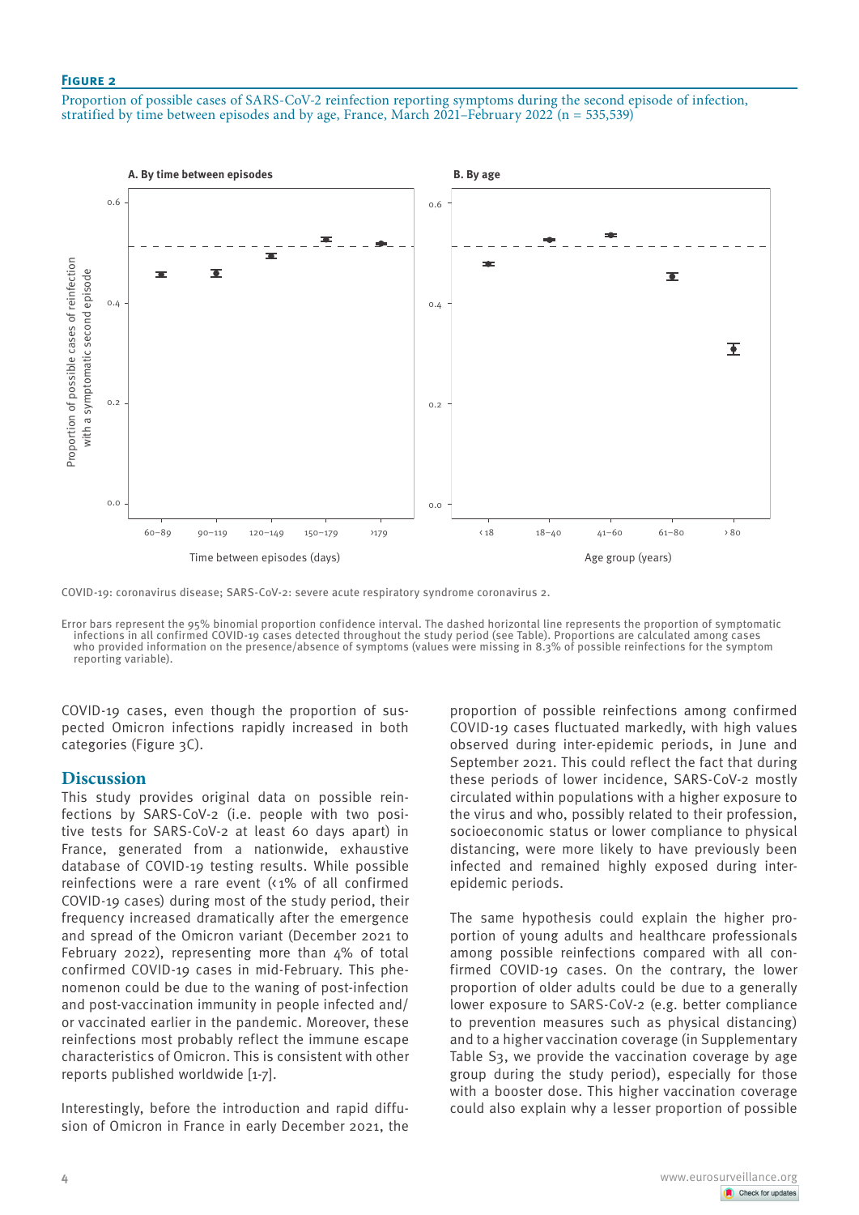**Figure 2**

Proportion of possible cases of SARS-CoV-2 reinfection reporting symptoms during the second episode of infection, stratified by time between episodes and by age, France, March 2021–February 2022 (n = 535,539)

COVID-19: coronavirus disease; SARS-CoV-2: severe acute respiratory syndrome coronavirus 2.

Error bars represent the 95% binomial proportion confidence interval. The dashed horizontal line represents the proportion of symptomatic infections in all confirmed COVID-19 cases detected throughout the study period (see Table). Proportions are calculated among cases who provided information on the presence/absence of symptoms (values were missing in 8.3% of possible reinfections for the symptom reporting variable).

COVID-19 cases, even though the proportion of suspected Omicron infections rapidly increased in both categories (Figure 3C).

## Discussion

This study provides original data on possible reinfections by SARS-CoV-2 (i.e. people with two positive tests for SARS-CoV-2 at least 60 days apart) in France, generated from a nationwide, exhaustive database of COVID-19 testing results. While possible reinfections were a rare event (<1% of all confirmed COVID-19 cases) during most of the study period, their frequency increased dramatically after the emergence and spread of the Omicron variant (December 2021 to February 2022), representing more than 4% of total confirmed COVID-19 cases in mid-February. This phenomenon could be due to the waning of post-infection and post-vaccination immunity in people infected and/or vaccinated earlier in the pandemic. Moreover, these reinfections most probably reflect the immune escape characteristics of Omicron. This is consistent with other reports published worldwide [1-7].

Interestingly, before the introduction and rapid diffusion of Omicron in France in early December 2021, the proportion of possible reinfections among confirmed COVID-19 cases fluctuated markedly, with high values observed during inter-epidemic periods, in June and September 2021. This could reflect the fact that during these periods of lower incidence, SARS-CoV-2 mostly circulated within populations with a higher exposure to the virus and who, possibly related to their profession, socioeconomic status or lower compliance to physical distancing, were more likely to have previously been infected and remained highly exposed during inter-epidemic periods.

The same hypothesis could explain the higher proportion of young adults and healthcare professionals among possible reinfections compared with all confirmed COVID-19 cases. On the contrary, the lower proportion of older adults could be due to a generally lower exposure to SARS-CoV-2 (e.g. better compliance to prevention measures such as physical distancing) and to a higher vaccination coverage (in Supplementary Table S3, we provide the vaccination coverage by age group during the study period), especially for those with a booster dose. This higher vaccination coverage could also explain why a lesser proportion of possible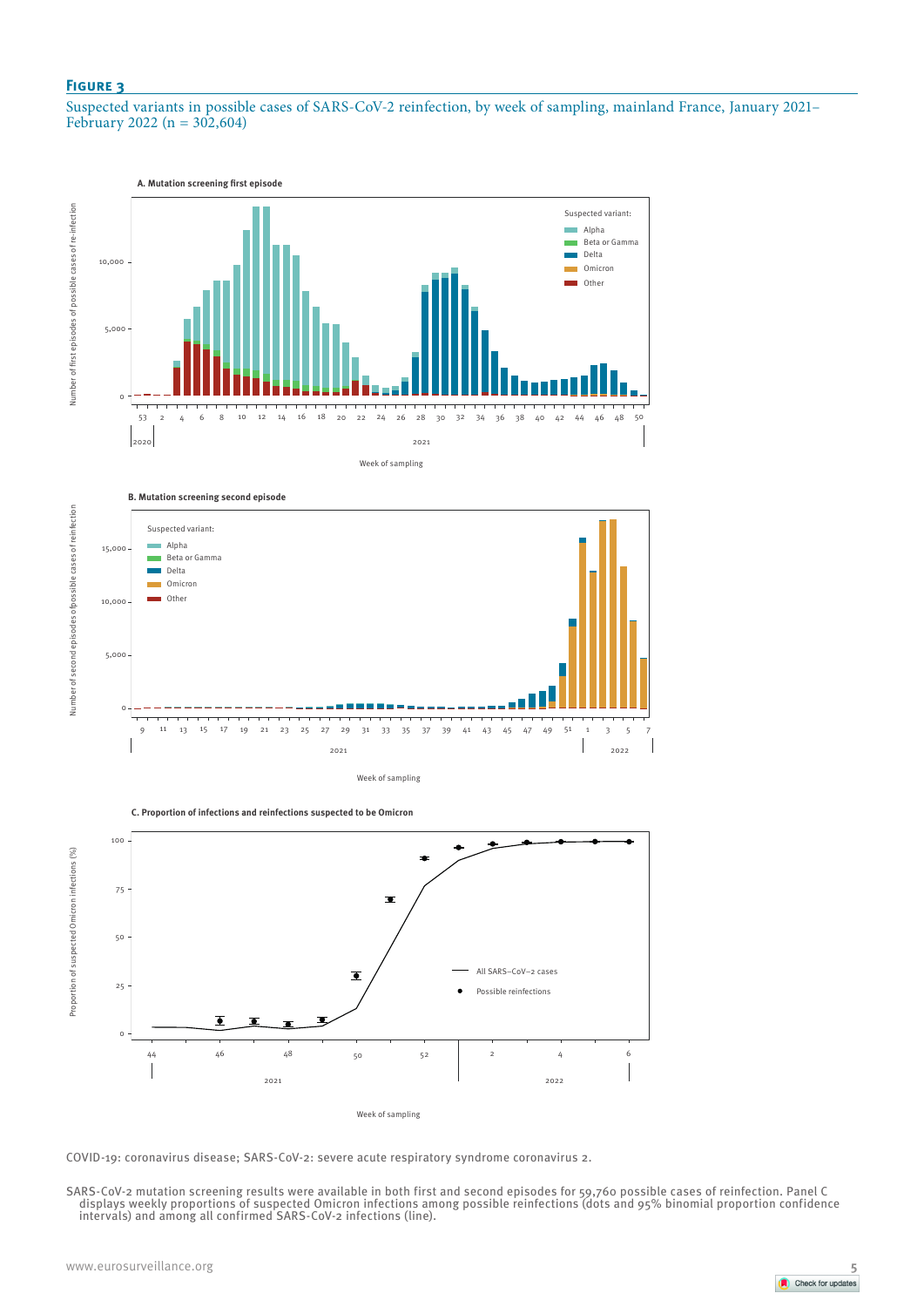**Figure 3**

Suspected variants in possible cases of SARS-CoV-2 reinfection, by week of sampling, mainland France, January 2021–February 2022 (n = 302,604)

COVID-19: coronavirus disease; SARS-CoV-2: severe acute respiratory syndrome coronavirus 2.

SARS-CoV-2 mutation screening results were available in both first and second episodes for 59,760 possible cases of reinfection. Panel C displays weekly proportions of suspected Omicron infections among possible reinfections (dots and 95% binomial proportion confidence intervals) and among all confirmed SARS-CoV-2 infections (line).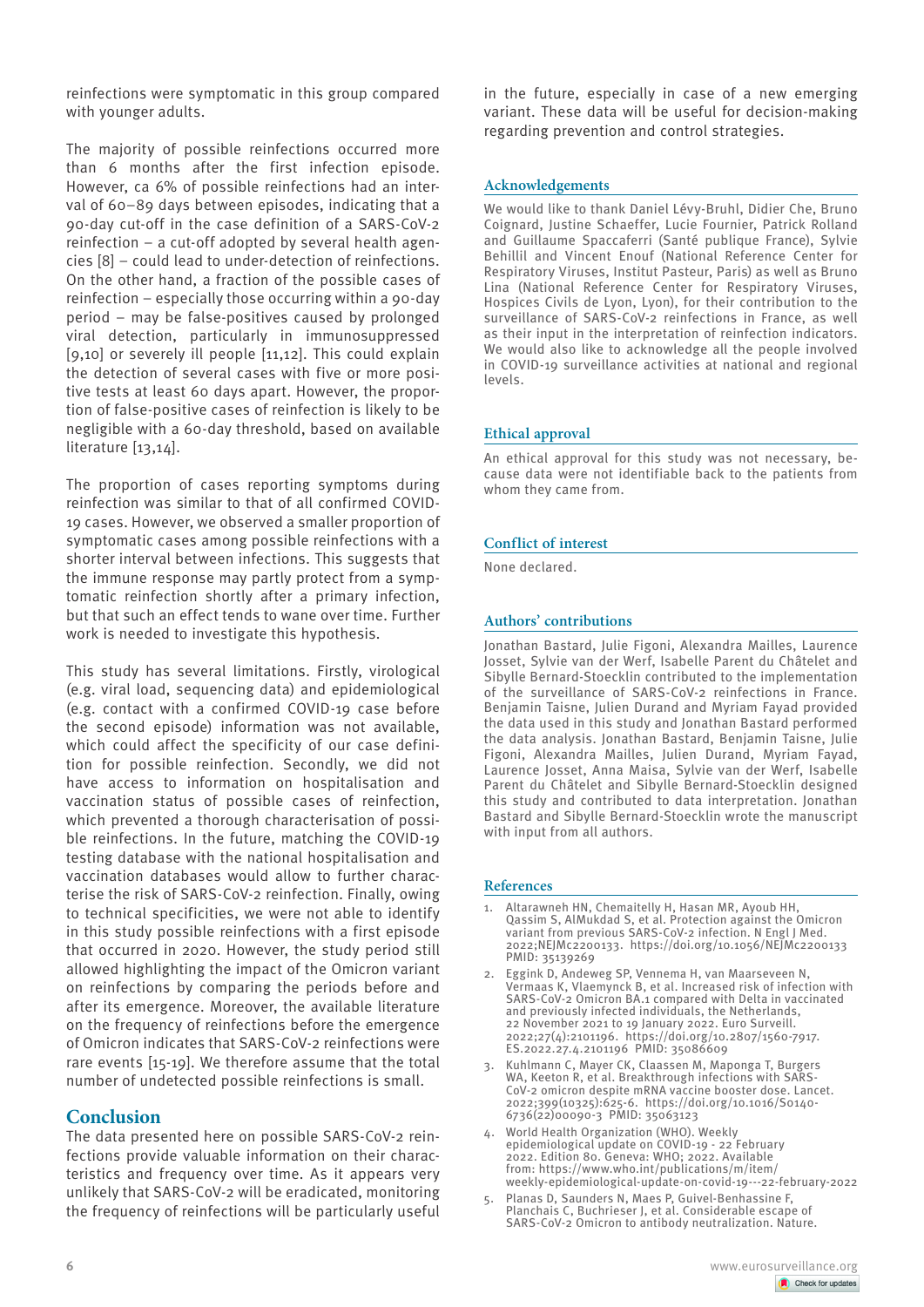reinfections were symptomatic in this group compared with younger adults.

The majority of possible reinfections occurred more than 6 months after the first infection episode. However, ca 6% of possible reinfections had an interval of 60–89 days between episodes, indicating that a 90-day cut-off in the case definition of a SARS-CoV-2 reinfection – a cut-off adopted by several health agencies [8] – could lead to under-detection of reinfections. On the other hand, a fraction of the possible cases of reinfection – especially those occurring within a 90-day period – may be false-positives caused by prolonged viral detection, particularly in immunosuppressed [9,10] or severely ill people [11,12]. This could explain the detection of several cases with five or more positive tests at least 60 days apart. However, the proportion of false-positive cases of reinfection is likely to be negligible with a 60-day threshold, based on available literature [13,14].

The proportion of cases reporting symptoms during reinfection was similar to that of all confirmed COVID-19 cases. However, we observed a smaller proportion of symptomatic cases among possible reinfections with a shorter interval between infections. This suggests that the immune response may partly protect from a symptomatic reinfection shortly after a primary infection, but that such an effect tends to wane over time. Further work is needed to investigate this hypothesis.

This study has several limitations. Firstly, virological (e.g. viral load, sequencing data) and epidemiological (e.g. contact with a confirmed COVID-19 case before the second episode) information was not available, which could affect the specificity of our case definition for possible reinfection. Secondly, we did not have access to information on hospitalisation and vaccination status of possible cases of reinfection, which prevented a thorough characterisation of possible reinfections. In the future, matching the COVID-19 testing database with the national hospitalisation and vaccination databases would allow to further characterise the risk of SARS-CoV-2 reinfection. Finally, owing to technical specificities, we were not able to identify in this study possible reinfections with a first episode that occurred in 2020. However, the study period still allowed highlighting the impact of the Omicron variant on reinfections by comparing the periods before and after its emergence. Moreover, the available literature on the frequency of reinfections before the emergence of Omicron indicates that SARS-CoV-2 reinfections were rare events [15-19]. We therefore assume that the total number of undetected possible reinfections is small.

## Conclusion

The data presented here on possible SARS-CoV-2 reinfections provide valuable information on their characteristics and frequency over time. As it appears very unlikely that SARS-CoV-2 will be eradicated, monitoring the frequency of reinfections will be particularly useful in the future, especially in case of a new emerging variant. These data will be useful for decision-making regarding prevention and control strategies.

### Acknowledgements

We would like to thank Daniel Lévy-Bruhl, Didier Che, Bruno Coignard, Justine Schaeffer, Lucie Fournier, Patrick Rolland and Guillaume Spaccaferri (Santé publique France), Sylvie Behillil and Vincent Enouf (National Reference Center for Respiratory Viruses, Institut Pasteur, Paris) as well as Bruno Lina (National Reference Center for Respiratory Viruses, Hospices Civils de Lyon, Lyon), for their contribution to the surveillance of SARS-CoV-2 reinfections in France, as well as their input in the interpretation of reinfection indicators. We would also like to acknowledge all the people involved in COVID-19 surveillance activities at national and regional levels.

### Ethical approval

An ethical approval for this study was not necessary, because data were not identifiable back to the patients from whom they came from.

### Conflict of interest

None declared.

### Authors' contributions

Jonathan Bastard, Julie Figoni, Alexandra Mailles, Laurence Josset, Sylvie van der Werf, Isabelle Parent du Châtelet and Sibylle Bernard-Stoecklin contributed to the implementation of the surveillance of SARS-CoV-2 reinfections in France. Benjamin Taisne, Julien Durand and Myriam Fayad provided the data used in this study and Jonathan Bastard performed the data analysis. Jonathan Bastard, Benjamin Taisne, Julie Figoni, Alexandra Mailles, Julien Durand, Myriam Fayad, Laurence Josset, Anna Maisa, Sylvie van der Werf, Isabelle Parent du Châtelet and Sibylle Bernard-Stoecklin designed this study and contributed to data interpretation. Jonathan Bastard and Sibylle Bernard-Stoecklin wrote the manuscript with input from all authors.

### References

1. Altarawneh HN, Chemaitelly H, Hasan MR, Ayoub HH, Qassim S, AlMukdad S, et al. Protection against the Omicron variant from previous SARS-CoV-2 infection. N Engl J Med. 2022;NEJMc2200133. https://doi.org/10.1056/NEJMc2200133 PMID: 35139269
2. Eggink D, Andeweg SP, Vennema H, van Maarseveen N, Vermaas K, Vlaemynck B, et al. Increased risk of infection with SARS-CoV-2 Omicron BA.1 compared with Delta in vaccinated and previously infected individuals, the Netherlands, 22 November 2021 to 19 January 2022. Euro Surveill. 2022;27(4):2101196. https://doi.org/10.2807/1560-7917.ES.2022.27.4.2101196 PMID: 35086609
3. Kuhlmann C, Mayer CK, Claassen M, Maponga T, Burgers WA, Keeton R, et al. Breakthrough infections with SARS-CoV-2 omicron despite mRNA vaccine booster dose. Lancet. 2022;399(10325):625-6. https://doi.org/10.1016/S0140-6736(22)00090-3 PMID: 35063123
4. World Health Organization (WHO). Weekly epidemiological update on COVID-19 - 22 February 2022. Edition 80. Geneva: WHO; 2022. Available from: https://www.who.int/publications/m/item/weekly-epidemiological-update-on-covid-19---22-february-2022
5. Planas D, Saunders N, Maes P, Guivel-Benhassine F, Planchais C, Buchrieser J, et al. Considerable escape of SARS-CoV-2 Omicron to antibody neutralization. Nature.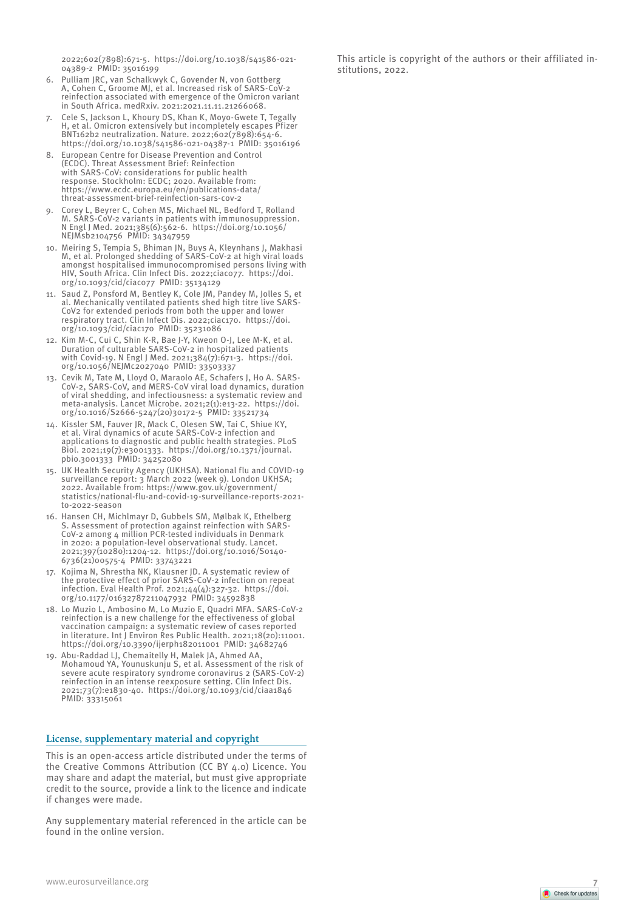2022;602(7898):671-5. https://doi.org/10.1038/s41586-021-04389-z PMID: 35016199

6. Pulliam JRC, van Schalkwyk C, Govender N, von Gottberg A, Cohen C, Groome MJ, et al. Increased risk of SARS-CoV-2 reinfection associated with emergence of the Omicron variant in South Africa. medRxiv. 2021:2021.11.11.21266068.
7. Cele S, Jackson L, Khoury DS, Khan K, Moyo-Gwete T, Tegally H, et al. Omicron extensively but incompletely escapes Pfizer BNT162b2 neutralization. Nature. 2022;602(7898):654-6. https://doi.org/10.1038/s41586-021-04387-1 PMID: 35016196
8. European Centre for Disease Prevention and Control (ECDC). Threat Assessment Brief: Reinfection with SARS-CoV: considerations for public health response. Stockholm: ECDC; 2020. Available from: https://www.ecdc.europa.eu/en/publications-data/threat-assessment-brief-reinfection-sars-cov-2
9. Corey L, Beyrer C, Cohen MS, Michael NL, Bedford T, Rolland M. SARS-CoV-2 variants in patients with immunosuppression. N Engl J Med. 2021;385(6):562-6. https://doi.org/10.1056/NEJMsb2104756 PMID: 34347959
10. Meiring S, Tempia S, Bhiman JN, Buys A, Kleynhans J, Makhasi M, et al. Prolonged shedding of SARS-CoV-2 at high viral loads amongst hospitalised immunocompromised persons living with HIV, South Africa. Clin Infect Dis. 2022;ciac077. https://doi.org/10.1093/cid/ciac077 PMID: 35134129
11. Saud Z, Ponsford M, Bentley K, Cole JM, Pandey M, Jolles S, et al. Mechanically ventilated patients shed high titre live SARS-CoV2 for extended periods from both the upper and lower respiratory tract. Clin Infect Dis. 2022;ciac170. https://doi.org/10.1093/cid/ciac170 PMID: 35231086
12. Kim M-C, Cui C, Shin K-R, Bae J-Y, Kweon O-J, Lee M-K, et al. Duration of culturable SARS-CoV-2 in hospitalized patients with Covid-19. N Engl J Med. 2021;384(7):671-3. https://doi.org/10.1056/NEJMc2027040 PMID: 33503337
13. Cevik M, Tate M, Lloyd O, Maraolo AE, Schafers J, Ho A. SARS-CoV-2, SARS-CoV, and MERS-CoV viral load dynamics, duration of viral shedding, and infectiousness: a systematic review and meta-analysis. Lancet Microbe. 2021;2(1):e13-22. https://doi.org/10.1016/S2666-5247(20)30172-5 PMID: 33521734
14. Kissler SM, Fauver JR, Mack C, Olesen SW, Tai C, Shiue KY, et al. Viral dynamics of acute SARS-CoV-2 infection and applications to diagnostic and public health strategies. PLoS Biol. 2021;19(7):e3001333. https://doi.org/10.1371/journal.pbio.3001333 PMID: 34252080
15. UK Health Security Agency (UKHSA). National flu and COVID-19 surveillance report: 3 March 2022 (week 9). London UKHSA; 2022. Available from: https://www.gov.uk/government/statistics/national-flu-and-covid-19-surveillance-reports-2021-to-2022-season
16. Hansen CH, Michlmayr D, Gubbels SM, Mølbak K, Ethelberg S. Assessment of protection against reinfection with SARS-CoV-2 among 4 million PCR-tested individuals in Denmark in 2020: a population-level observational study. Lancet. 2021;397(10280):1204-12. https://doi.org/10.1016/S0140-6736(21)00575-4 PMID: 33743221
17. Kojima N, Shrestha NK, Klausner JD. A systematic review of the protective effect of prior SARS-CoV-2 infection on repeat infection. Eval Health Prof. 2021;44(4):327-32. https://doi.org/10.1177/01632787211047932 PMID: 34592838
18. Lo Muzio L, Ambosino M, Lo Muzio E, Quadri MFA. SARS-CoV-2 reinfection is a new challenge for the effectiveness of global vaccination campaign: a systematic review of cases reported in literature. Int J Environ Res Public Health. 2021;18(20):11001. https://doi.org/10.3390/ijerph182011001 PMID: 34682746
19. Abu-Raddad LJ, Chemaitelly H, Malek JA, Ahmed AA, Mohamoud YA, Younuskunju S, et al. Assessment of the risk of severe acute respiratory syndrome coronavirus 2 (SARS-CoV-2) reinfection in an intense reexposure setting. Clin Infect Dis. 2021;73(7):e1830-40. https://doi.org/10.1093/cid/ciaa1846 PMID: 33315061

## License, supplementary material and copyright

This is an open-access article distributed under the terms of the Creative Commons Attribution (CC BY 4.0) Licence. You may share and adapt the material, but must give appropriate credit to the source, provide a link to the licence and indicate if changes were made.

Any supplementary material referenced in the article can be found in the online version.

This article is copyright of the authors or their affiliated institutions, 2022.